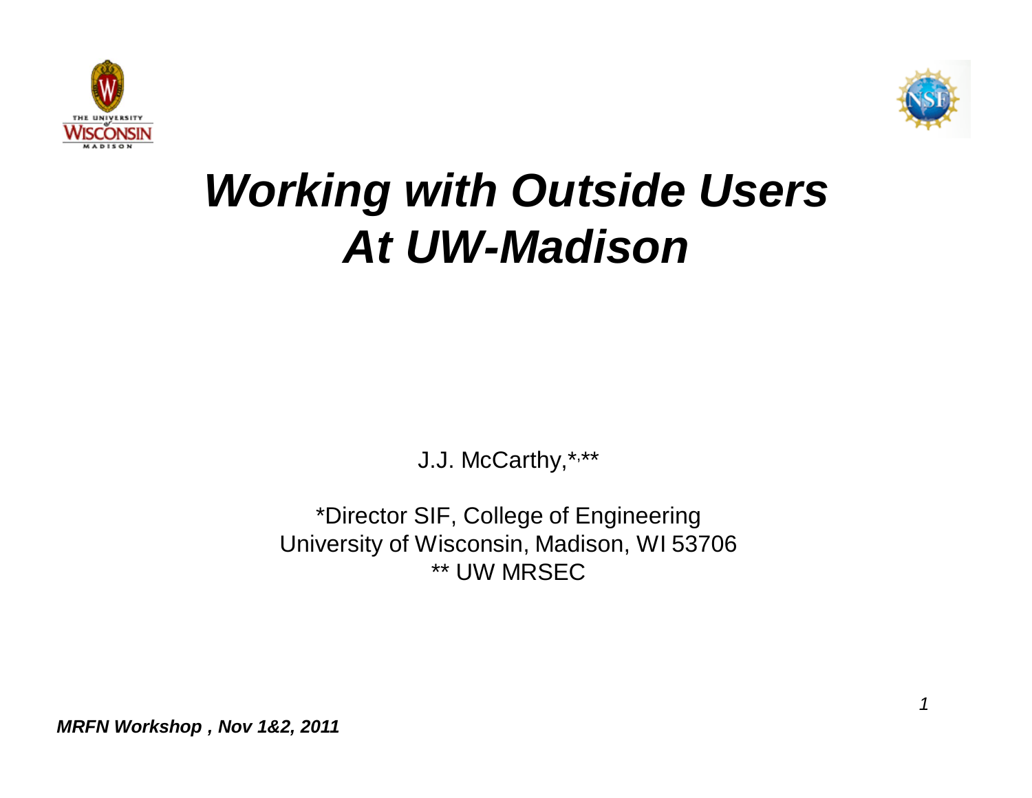# *Working with Outside Users At UW-Madison*

J.J. McCarthy,*,**

*Director SIF, College of Engineering
University of Wisconsin, Madison, WI 53706
** UW MRSEC

***MRFN Workshop , Nov 1&2, 2011***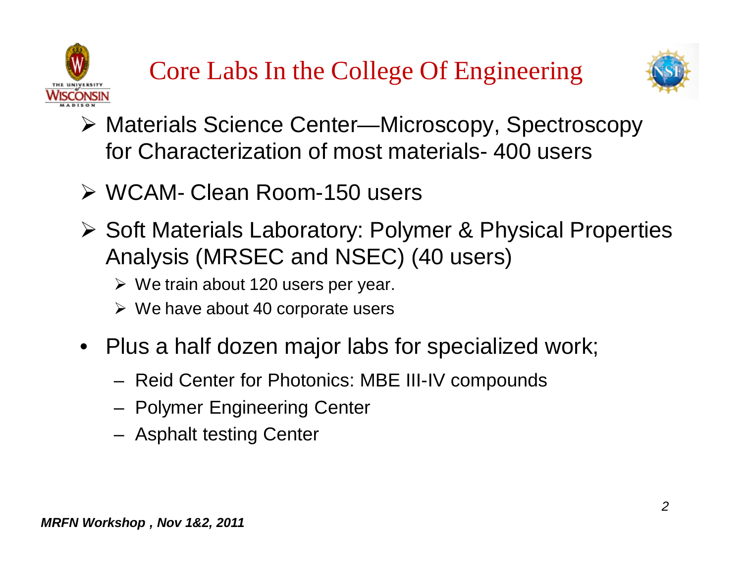# Core Labs In the College Of Engineering

- Materials Science Center—Microscopy, Spectroscopy for Characterization of most materials- 400 users
- WCAM- Clean Room-150 users
- Soft Materials Laboratory: Polymer & Physical Properties Analysis (MRSEC and NSEC) (40 users)
  - We train about 120 users per year.
  - We have about 40 corporate users
- Plus a half dozen major labs for specialized work;
  - Reid Center for Photonics: MBE III-IV compounds
  - Polymer Engineering Center
  - Asphalt testing Center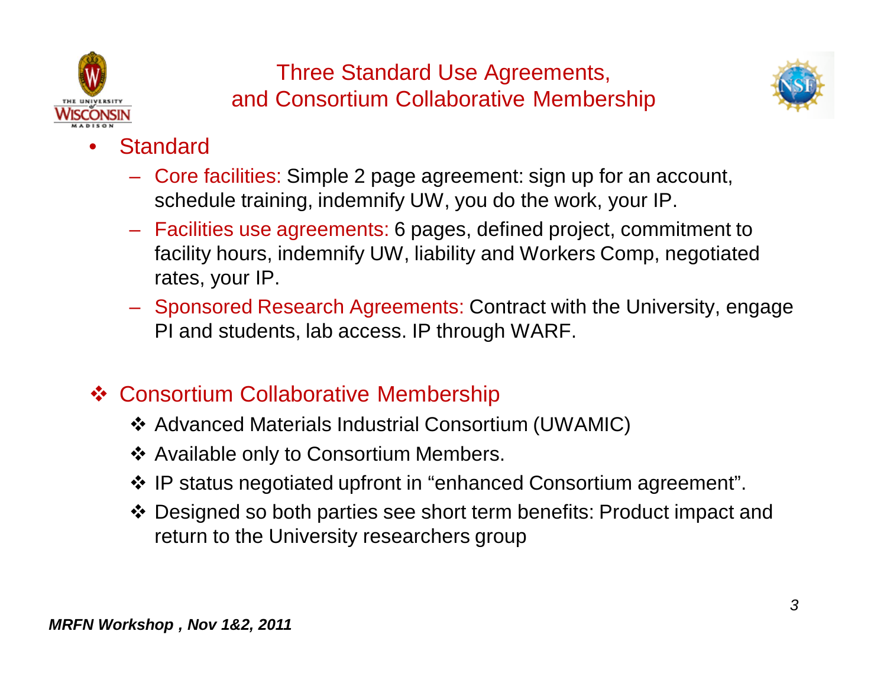# Three Standard Use Agreements, and Consortium Collaborative Membership

- Standard
  - Core facilities: Simple 2 page agreement: sign up for an account, schedule training, indemnify UW, you do the work, your IP.
  - Facilities use agreements: 6 pages, defined project, commitment to facility hours, indemnify UW, liability and Workers Comp, negotiated rates, your IP.
  - Sponsored Research Agreements: Contract with the University, engage PI and students, lab access. IP through WARF.

- Consortium Collaborative Membership
  - Advanced Materials Industrial Consortium (UWAMIC)
  - Available only to Consortium Members.
  - IP status negotiated upfront in "enhanced Consortium agreement".
  - Designed so both parties see short term benefits: Product impact and return to the University researchers group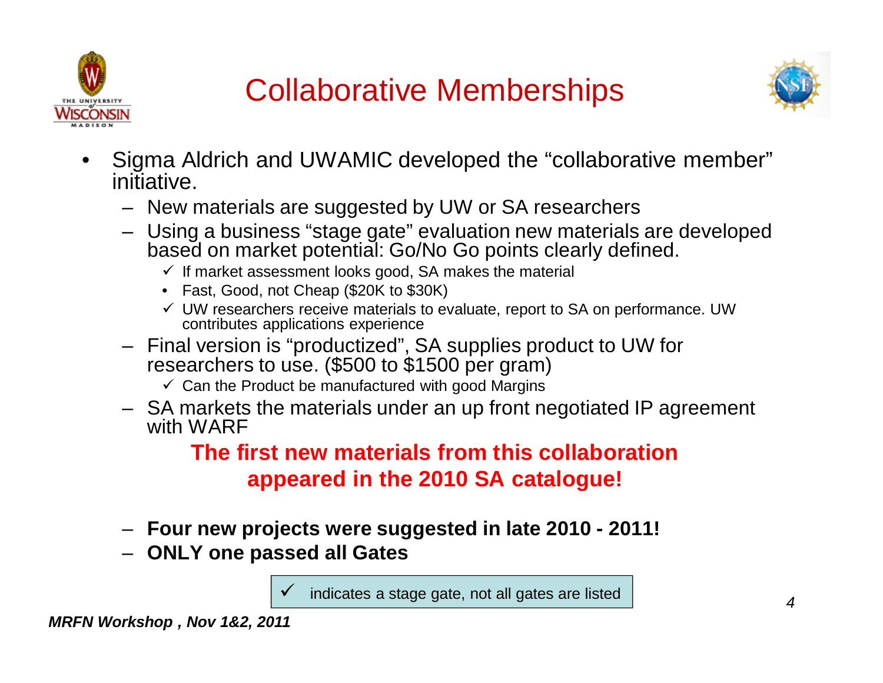# Collaborative Memberships

- Sigma Aldrich and UWAMIC developed the "collaborative member" initiative.
  - New materials are suggested by UW or SA researchers
  - Using a business "stage gate" evaluation new materials are developed based on market potential: Go/No Go points clearly defined.
    - ✓ If market assessment looks good, SA makes the material
    - Fast, Good, not Cheap ($20K to $30K)
    - ✓ UW researchers receive materials to evaluate, report to SA on performance. UW contributes applications experience
  - Final version is "productized", SA supplies product to UW for researchers to use. ($500 to $1500 per gram)
    - ✓ Can the Product be manufactured with good Margins
  - SA markets the materials under an up front negotiated IP agreement with WARF

**The first new materials from this collaboration appeared in the 2010 SA catalogue!**

- **Four new projects were suggested in late 2010 - 2011!**
- **ONLY one passed all Gates**

✓ indicates a stage gate, not all gates are listed

*MRFN Workshop , Nov 1&2, 2011*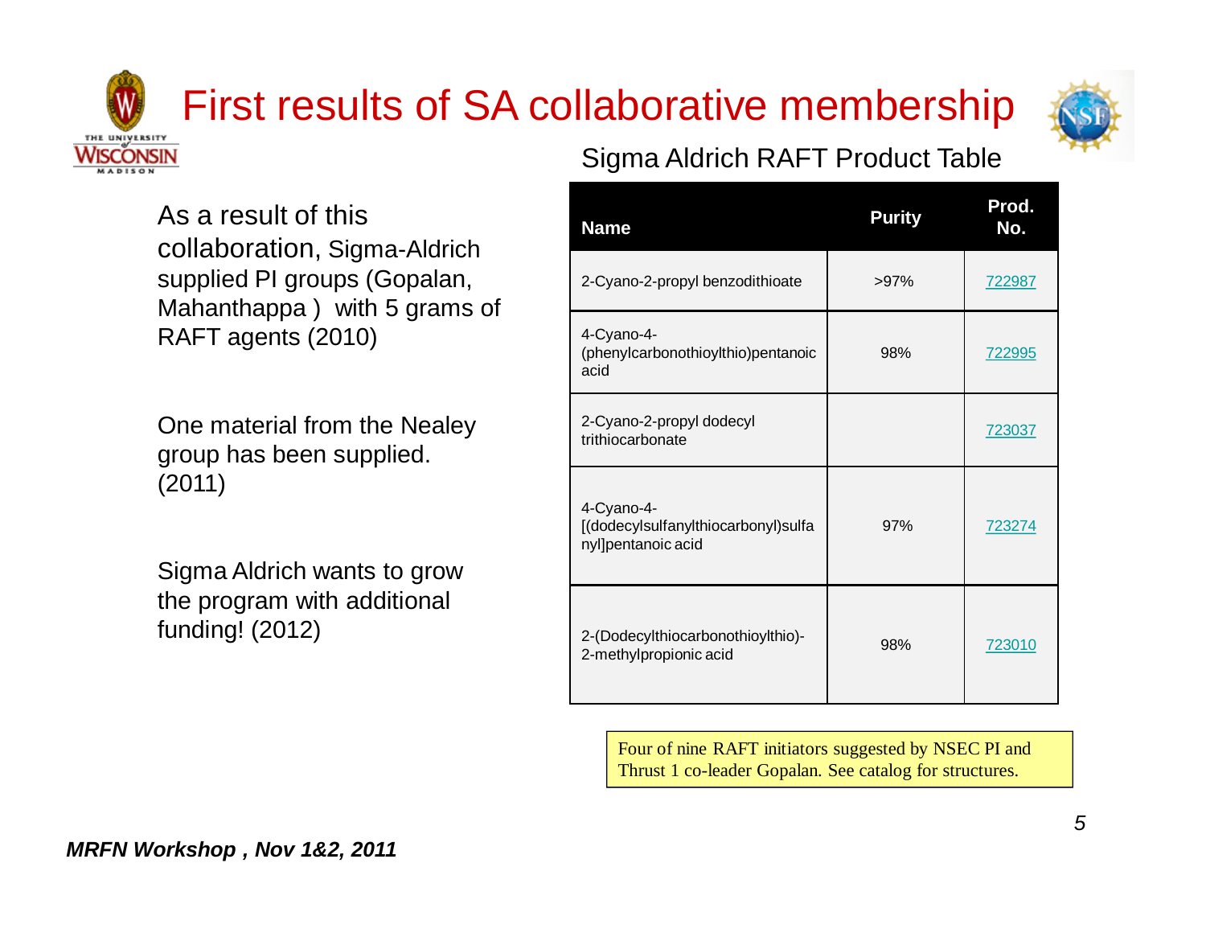# First results of SA collaborative membership

As a result of this collaboration, Sigma-Aldrich supplied PI groups (Gopalan, Mahanthappa ) with 5 grams of RAFT agents (2010)

One material from the Nealey group has been supplied. (2011)

Sigma Aldrich wants to grow the program with additional funding! (2012)

## Sigma Aldrich RAFT Product Table

| Name | Purity | Prod. No. |
|---|---|---|
| 2-Cyano-2-propyl benzodithioate | >97% | 722987 |
| 4-Cyano-4-(phenylcarbonothioylthio)pentanoic acid | 98% | 722995 |
| 2-Cyano-2-propyl dodecyl trithiocarbonate | | 723037 |
| 4-Cyano-4-[(dodecylsulfanylthiocarbonyl)sulfanyl]pentanoic acid | 97% | 723274 |
| 2-(Dodecylthiocarbonothioylthio)-2-methylpropionic acid | 98% | 723010 |

Four of nine RAFT initiators suggested by NSEC PI and Thrust 1 co-leader Gopalan. See catalog for structures.

*MRFN Workshop , Nov 1&2, 2011*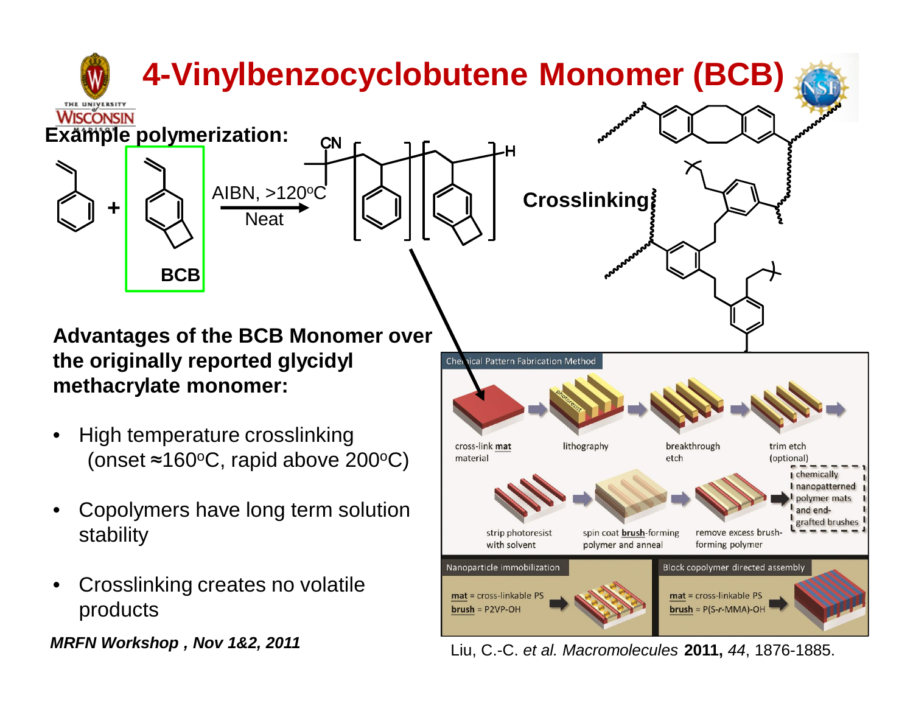# 4-Vinylbenzocyclobutene Monomer (BCB)

**Example polymerization:**

BCB

AIBN, >120$^{o}$C

Neat

CN

H

**Crosslinking**

**Advantages of the BCB Monomer over the originally reported glycidyl methacrylate monomer:**

- High temperature crosslinking (onset ≈160$^{o}$C, rapid above 200$^{o}$C)
- Copolymers have long term solution stability
- Crosslinking creates no volatile products

Chemical Pattern Fabrication Method

cross-link **mat** material → lithography → breakthrough etch → trim etch (optional) → strip photoresist with solvent → spin coat **brush**-forming polymer and anneal → remove excess brush-forming polymer → chemically nanopatterned polymer mats and end-grafted brushes

Nanoparticle immobilization

**mat** = cross-linkable PS
**brush** = P2VP-OH

Block copolymer directed assembly

**mat** = cross-linkable PS
**brush** = P(S-*r*-MMA)-OH

Liu, C.-C. *et al. Macromolecules* **2011,** *44*, 1876-1885.

*MRFN Workshop , Nov 1&2, 2011*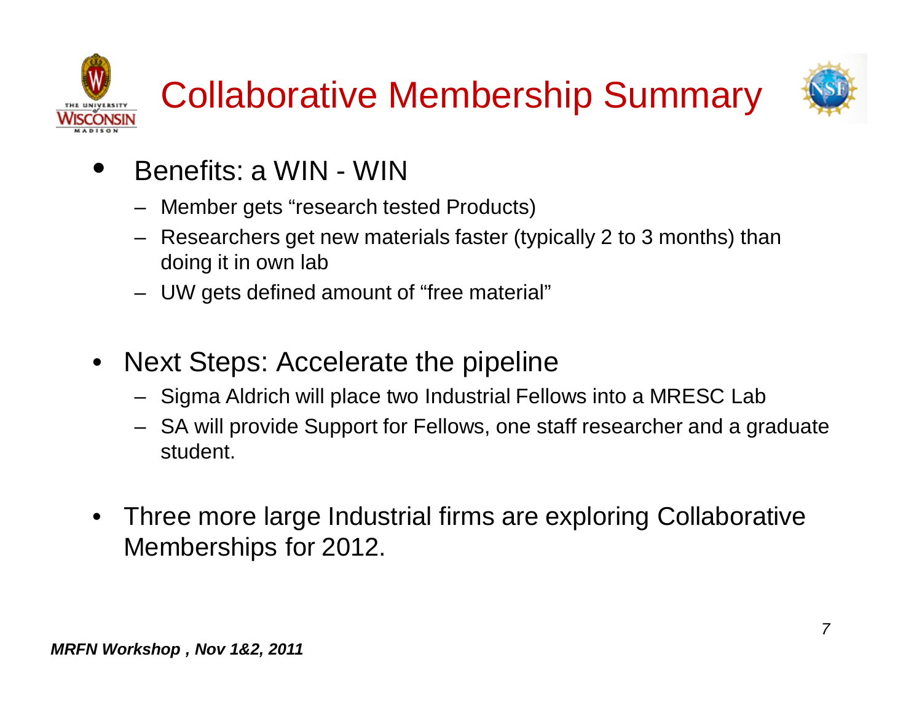# Collaborative Membership Summary

- Benefits: a WIN - WIN
  - Member gets “research tested Products)
  - Researchers get new materials faster (typically 2 to 3 months) than doing it in own lab
  - UW gets defined amount of “free material”

- Next Steps: Accelerate the pipeline
  - Sigma Aldrich will place two Industrial Fellows into a MRESC Lab
  - SA will provide Support for Fellows, one staff researcher and a graduate student.

- Three more large Industrial firms are exploring Collaborative Memberships for 2012.